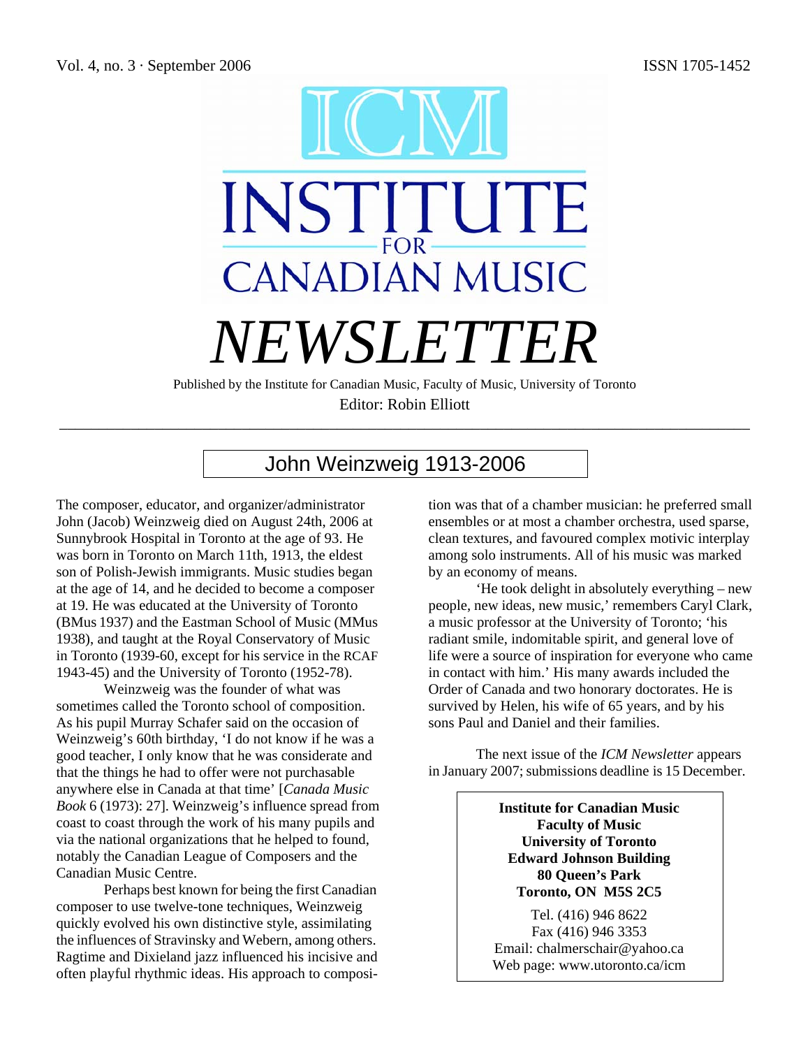Vol. 4, no. 3 · September 2006 ISSN 1705-1452

# ICM INSTITUTE FOR CANADIAN MUSIC NEWSLETTER

Published by the Institute for Canadian Music, Faculty of Music, University of Toronto

Editor: Robin Elliott

## John Weinzweig 1913-2006

The composer, educator, and organizer/administrator John (Jacob) Weinzweig died on August 24th, 2006 at Sunnybrook Hospital in Toronto at the age of 93. He was born in Toronto on March 11th, 1913, the eldest son of Polish-Jewish immigrants. Music studies began at the age of 14, and he decided to become a composer at 19. He was educated at the University of Toronto (BMus 1937) and the Eastman School of Music (MMus 1938), and taught at the Royal Conservatory of Music in Toronto (1939-60, except for his service in the RCAF 1943-45) and the University of Toronto (1952-78).

Weinzweig was the founder of what was sometimes called the Toronto school of composition. As his pupil Murray Schafer said on the occasion of Weinzweig's 60th birthday, 'I do not know if he was a good teacher, I only know that he was considerate and that the things he had to offer were not purchasable anywhere else in Canada at that time' [*Canada Music Book* 6 (1973): 27]. Weinzweig's influence spread from coast to coast through the work of his many pupils and via the national organizations that he helped to found, notably the Canadian League of Composers and the Canadian Music Centre.

Perhaps best known for being the first Canadian composer to use twelve-tone techniques, Weinzweig quickly evolved his own distinctive style, assimilating the influences of Stravinsky and Webern, among others. Ragtime and Dixieland jazz influenced his incisive and often playful rhythmic ideas. His approach to composition was that of a chamber musician: he preferred small ensembles or at most a chamber orchestra, used sparse, clean textures, and favoured complex motivic interplay among solo instruments. All of his music was marked by an economy of means.

'He took delight in absolutely everything – new people, new ideas, new music,' remembers Caryl Clark, a music professor at the University of Toronto; 'his radiant smile, indomitable spirit, and general love of life were a source of inspiration for everyone who came in contact with him.' His many awards included the Order of Canada and two honorary doctorates. He is survived by Helen, his wife of 65 years, and by his sons Paul and Daniel and their families.

The next issue of the *ICM Newsletter* appears in January 2007; submissions deadline is 15 December.

**Institute for Canadian Music**
**Faculty of Music**
**University of Toronto**
**Edward Johnson Building**
**80 Queen's Park**
**Toronto, ON M5S 2C5**

Tel. (416) 946 8622
Fax (416) 946 3353
Email: chalmerschair@yahoo.ca
Web page: www.utoronto.ca/icm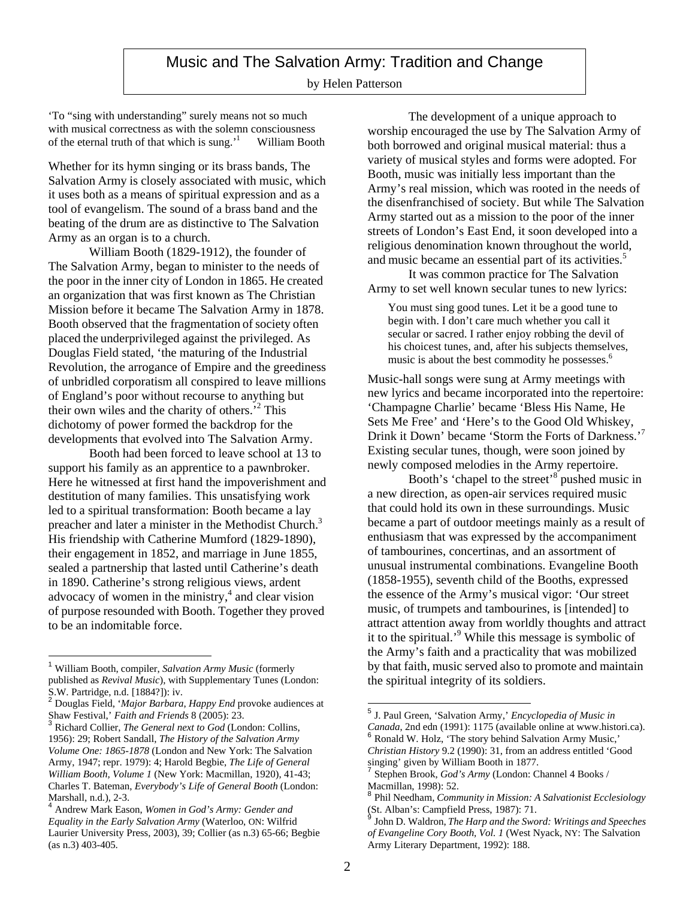# Music and The Salvation Army: Tradition and Change

by Helen Patterson

'To "sing with understanding" surely means not so much with musical correctness as with the solemn consciousness of the eternal truth of that which is sung.'[1] William Booth

Whether for its hymn singing or its brass bands, The Salvation Army is closely associated with music, which it uses both as a means of spiritual expression and as a tool of evangelism. The sound of a brass band and the beating of the drum are as distinctive to The Salvation Army as an organ is to a church.

William Booth (1829-1912), the founder of The Salvation Army, began to minister to the needs of the poor in the inner city of London in 1865. He created an organization that was first known as The Christian Mission before it became The Salvation Army in 1878. Booth observed that the fragmentation of society often placed the underprivileged against the privileged. As Douglas Field stated, 'the maturing of the Industrial Revolution, the arrogance of Empire and the greediness of unbridled corporatism all conspired to leave millions of England's poor without recourse to anything but their own wiles and the charity of others.'[2] This dichotomy of power formed the backdrop for the developments that evolved into The Salvation Army.

Booth had been forced to leave school at 13 to support his family as an apprentice to a pawnbroker. Here he witnessed at first hand the impoverishment and destitution of many families. This unsatisfying work led to a spiritual transformation: Booth became a lay preacher and later a minister in the Methodist Church.[3] His friendship with Catherine Mumford (1829-1890), their engagement in 1852, and marriage in June 1855, sealed a partnership that lasted until Catherine's death in 1890. Catherine's strong religious views, ardent advocacy of women in the ministry,[4] and clear vision of purpose resounded with Booth. Together they proved to be an indomitable force.

The development of a unique approach to worship encouraged the use by The Salvation Army of both borrowed and original musical material: thus a variety of musical styles and forms were adopted. For Booth, music was initially less important than the Army's real mission, which was rooted in the needs of the disenfranchised of society. But while The Salvation Army started out as a mission to the poor of the inner streets of London's East End, it soon developed into a religious denomination known throughout the world, and music became an essential part of its activities.[5]

It was common practice for The Salvation Army to set well known secular tunes to new lyrics:

> You must sing good tunes. Let it be a good tune to begin with. I don't care much whether you call it secular or sacred. I rather enjoy robbing the devil of his choicest tunes, and, after his subjects themselves, music is about the best commodity he possesses.[6]

Music-hall songs were sung at Army meetings with new lyrics and became incorporated into the repertoire: 'Champagne Charlie' became 'Bless His Name, He Sets Me Free' and 'Here's to the Good Old Whiskey, Drink it Down' became 'Storm the Forts of Darkness.'[7] Existing secular tunes, though, were soon joined by newly composed melodies in the Army repertoire.

Booth's 'chapel to the street'[8] pushed music in a new direction, as open-air services required music that could hold its own in these surroundings. Music became a part of outdoor meetings mainly as a result of enthusiasm that was expressed by the accompaniment of tambourines, concertinas, and an assortment of unusual instrumental combinations. Evangeline Booth (1858-1955), seventh child of the Booths, expressed the essence of the Army's musical vigor: 'Our street music, of trumpets and tambourines, is [intended] to attract attention away from worldly thoughts and attract it to the spiritual.'[9] While this message is symbolic of the Army's faith and a practicality that was mobilized by that faith, music served also to promote and maintain the spiritual integrity of its soldiers.

---

[1] William Booth, compiler, *Salvation Army Music* (formerly published as *Revival Music*), with Supplementary Tunes (London: S.W. Partridge, n.d. [1884?]): iv.

[2] Douglas Field, '*Major Barbara, Happy End* provoke audiences at Shaw Festival,' *Faith and Friends* 8 (2005): 23.

[3] Richard Collier, *The General next to God* (London: Collins, 1956): 29; Robert Sandall, *The History of the Salvation Army Volume One: 1865-1878* (London and New York: The Salvation Army, 1947; repr. 1979): 4; Harold Begbie, *The Life of General William Booth, Volume 1* (New York: Macmillan, 1920), 41-43; Charles T. Bateman, *Everybody's Life of General Booth* (London: Marshall, n.d.), 2-3.

[4] Andrew Mark Eason, *Women in God's Army: Gender and Equality in the Early Salvation Army* (Waterloo, ON: Wilfrid Laurier University Press, 2003), 39; Collier (as n.3) 65-66; Begbie (as n.3) 403-405.

[5] J. Paul Green, 'Salvation Army,' *Encyclopedia of Music in Canada*, 2nd edn (1991): 1175 (available online at www.histori.ca).

[6] Ronald W. Holz, 'The story behind Salvation Army Music,' *Christian History* 9.2 (1990): 31, from an address entitled 'Good singing' given by William Booth in 1877.

[7] Stephen Brook, *God's Army* (London: Channel 4 Books / Macmillan, 1998): 52.

[8] Phil Needham, *Community in Mission: A Salvationist Ecclesiology* (St. Alban's: Campfield Press, 1987): 71.

[9] John D. Waldron, *The Harp and the Sword: Writings and Speeches of Evangeline Cory Booth, Vol. 1* (West Nyack, NY: The Salvation Army Literary Department, 1992): 188.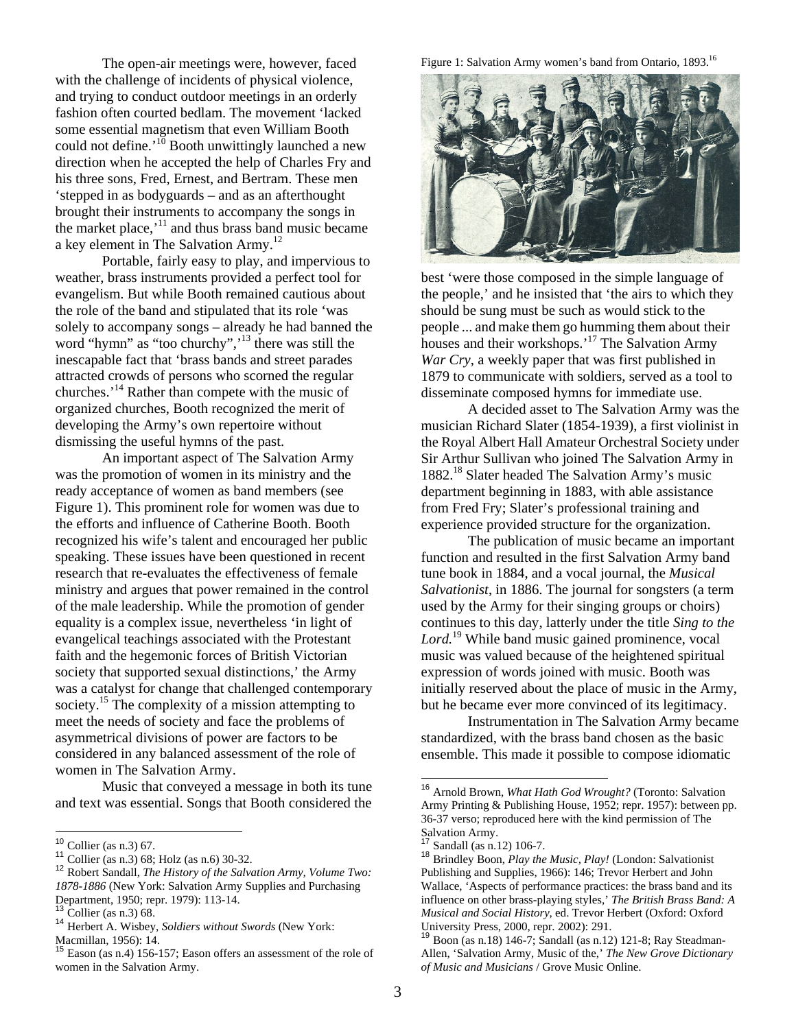The open-air meetings were, however, faced with the challenge of incidents of physical violence, and trying to conduct outdoor meetings in an orderly fashion often courted bedlam. The movement 'lacked some essential magnetism that even William Booth could not define.'[10] Booth unwittingly launched a new direction when he accepted the help of Charles Fry and his three sons, Fred, Ernest, and Bertram. These men 'stepped in as bodyguards – and as an afterthought brought their instruments to accompany the songs in the market place,'[11] and thus brass band music became a key element in The Salvation Army.[12]

Portable, fairly easy to play, and impervious to weather, brass instruments provided a perfect tool for evangelism. But while Booth remained cautious about the role of the band and stipulated that its role 'was solely to accompany songs – already he had banned the word "hymn" as "too churchy",'[13] there was still the inescapable fact that 'brass bands and street parades attracted crowds of persons who scorned the regular churches.'[14] Rather than compete with the music of organized churches, Booth recognized the merit of developing the Army's own repertoire without dismissing the useful hymns of the past.

An important aspect of The Salvation Army was the promotion of women in its ministry and the ready acceptance of women as band members (see Figure 1). This prominent role for women was due to the efforts and influence of Catherine Booth. Booth recognized his wife's talent and encouraged her public speaking. These issues have been questioned in recent research that re-evaluates the effectiveness of female ministry and argues that power remained in the control of the male leadership. While the promotion of gender equality is a complex issue, nevertheless 'in light of evangelical teachings associated with the Protestant faith and the hegemonic forces of British Victorian society that supported sexual distinctions,' the Army was a catalyst for change that challenged contemporary society.[15] The complexity of a mission attempting to meet the needs of society and face the problems of asymmetrical divisions of power are factors to be considered in any balanced assessment of the role of women in The Salvation Army.

Music that conveyed a message in both its tune and text was essential. Songs that Booth considered the best 'were those composed in the simple language of the people,' and he insisted that 'the airs to which they should be sung must be such as would stick to the people ... and make them go humming them about their houses and their workshops.'[17] The Salvation Army *War Cry*, a weekly paper that was first published in 1879 to communicate with soldiers, served as a tool to disseminate composed hymns for immediate use.

Figure 1: Salvation Army women's band from Ontario, 1893.[16]

A decided asset to The Salvation Army was the musician Richard Slater (1854-1939), a first violinist in the Royal Albert Hall Amateur Orchestral Society under Sir Arthur Sullivan who joined The Salvation Army in 1882.[18] Slater headed The Salvation Army's music department beginning in 1883, with able assistance from Fred Fry; Slater's professional training and experience provided structure for the organization.

The publication of music became an important function and resulted in the first Salvation Army band tune book in 1884, and a vocal journal, the *Musical Salvationist*, in 1886. The journal for songsters (a term used by the Army for their singing groups or choirs) continues to this day, latterly under the title *Sing to the Lord.*[19] While band music gained prominence, vocal music was valued because of the heightened spiritual expression of words joined with music. Booth was initially reserved about the place of music in the Army, but he became ever more convinced of its legitimacy.

Instrumentation in The Salvation Army became standardized, with the brass band chosen as the basic ensemble. This made it possible to compose idiomatic

---

[10] Collier (as n.3) 67.

[11] Collier (as n.3) 68; Holz (as n.6) 30-32.

[12] Robert Sandall, *The History of the Salvation Army, Volume Two: 1878-1886* (New York: Salvation Army Supplies and Purchasing Department, 1950; repr. 1979): 113-14.

[13] Collier (as n.3) 68.

[14] Herbert A. Wisbey, *Soldiers without Swords* (New York: Macmillan, 1956): 14.

[15] Eason (as n.4) 156-157; Eason offers an assessment of the role of women in the Salvation Army.

[16] Arnold Brown, *What Hath God Wrought?* (Toronto: Salvation Army Printing & Publishing House, 1952; repr. 1957): between pp. 36-37 verso; reproduced here with the kind permission of The Salvation Army.

[17] Sandall (as n.12) 106-7.

[18] Brindley Boon, *Play the Music, Play!* (London: Salvationist Publishing and Supplies, 1966): 146; Trevor Herbert and John Wallace, 'Aspects of performance practices: the brass band and its influence on other brass-playing styles,' *The British Brass Band: A Musical and Social History*, ed. Trevor Herbert (Oxford: Oxford University Press, 2000, repr. 2002): 291.

[19] Boon (as n.18) 146-7; Sandall (as n.12) 121-8; Ray Steadman-Allen, 'Salvation Army, Music of the,' *The New Grove Dictionary of Music and Musicians* / Grove Music Online.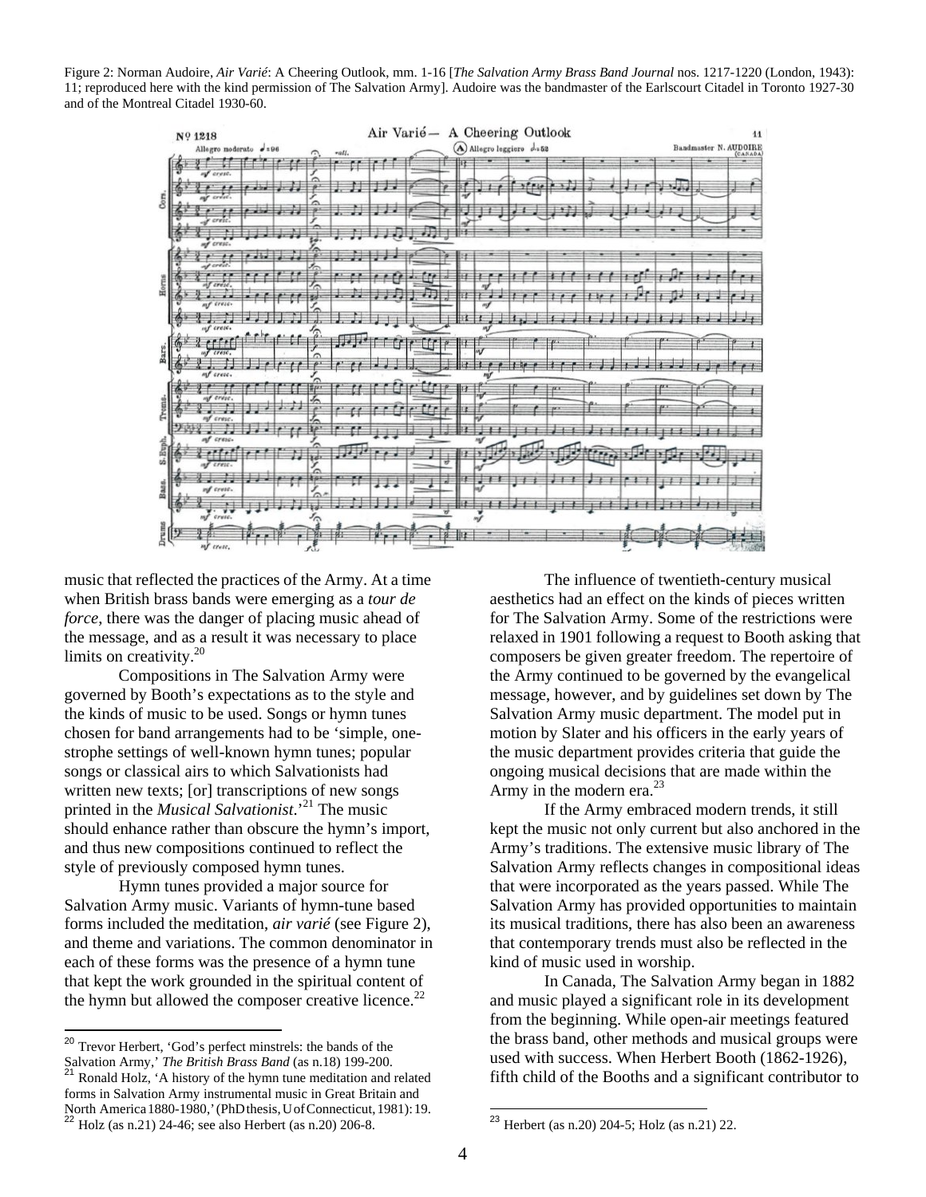Figure 2: Norman Audoire, *Air Varié*: A Cheering Outlook, mm. 1-16 [*The Salvation Army Brass Band Journal* nos. 1217-1220 (London, 1943): 11; reproduced here with the kind permission of The Salvation Army]. Audoire was the bandmaster of the Earlscourt Citadel in Toronto 1927-30 and of the Montreal Citadel 1930-60.

music that reflected the practices of the Army. At a time when British brass bands were emerging as a *tour de force*, there was the danger of placing music ahead of the message, and as a result it was necessary to place limits on creativity.[20]

Compositions in The Salvation Army were governed by Booth's expectations as to the style and the kinds of music to be used. Songs or hymn tunes chosen for band arrangements had to be 'simple, one-strophe settings of well-known hymn tunes; popular songs or classical airs to which Salvationists had written new texts; [or] transcriptions of new songs printed in the *Musical Salvationist*.'[21] The music should enhance rather than obscure the hymn's import, and thus new compositions continued to reflect the style of previously composed hymn tunes.

Hymn tunes provided a major source for Salvation Army music. Variants of hymn-tune based forms included the meditation, *air varié* (see Figure 2), and theme and variations. The common denominator in each of these forms was the presence of a hymn tune that kept the work grounded in the spiritual content of the hymn but allowed the composer creative licence.[22]

The influence of twentieth-century musical aesthetics had an effect on the kinds of pieces written for The Salvation Army. Some of the restrictions were relaxed in 1901 following a request to Booth asking that composers be given greater freedom. The repertoire of the Army continued to be governed by the evangelical message, however, and by guidelines set down by The Salvation Army music department. The model put in motion by Slater and his officers in the early years of the music department provides criteria that guide the ongoing musical decisions that are made within the Army in the modern era.[23]

If the Army embraced modern trends, it still kept the music not only current but also anchored in the Army's traditions. The extensive music library of The Salvation Army reflects changes in compositional ideas that were incorporated as the years passed. While The Salvation Army has provided opportunities to maintain its musical traditions, there has also been an awareness that contemporary trends must also be reflected in the kind of music used in worship.

In Canada, The Salvation Army began in 1882 and music played a significant role in its development from the beginning. While open-air meetings featured the brass band, other methods and musical groups were used with success. When Herbert Booth (1862-1926), fifth child of the Booths and a significant contributor to

---

[20] Trevor Herbert, 'God's perfect minstrels: the bands of the Salvation Army,' *The British Brass Band* (as n.18) 199-200.

[21] Ronald Holz, 'A history of the hymn tune meditation and related forms in Salvation Army instrumental music in Great Britain and North America 1880-1980,' (PhD thesis, U of Connecticut, 1981): 19.

[22] Holz (as n.21) 24-46; see also Herbert (as n.20) 206-8.

[23] Herbert (as n.20) 204-5; Holz (as n.21) 22.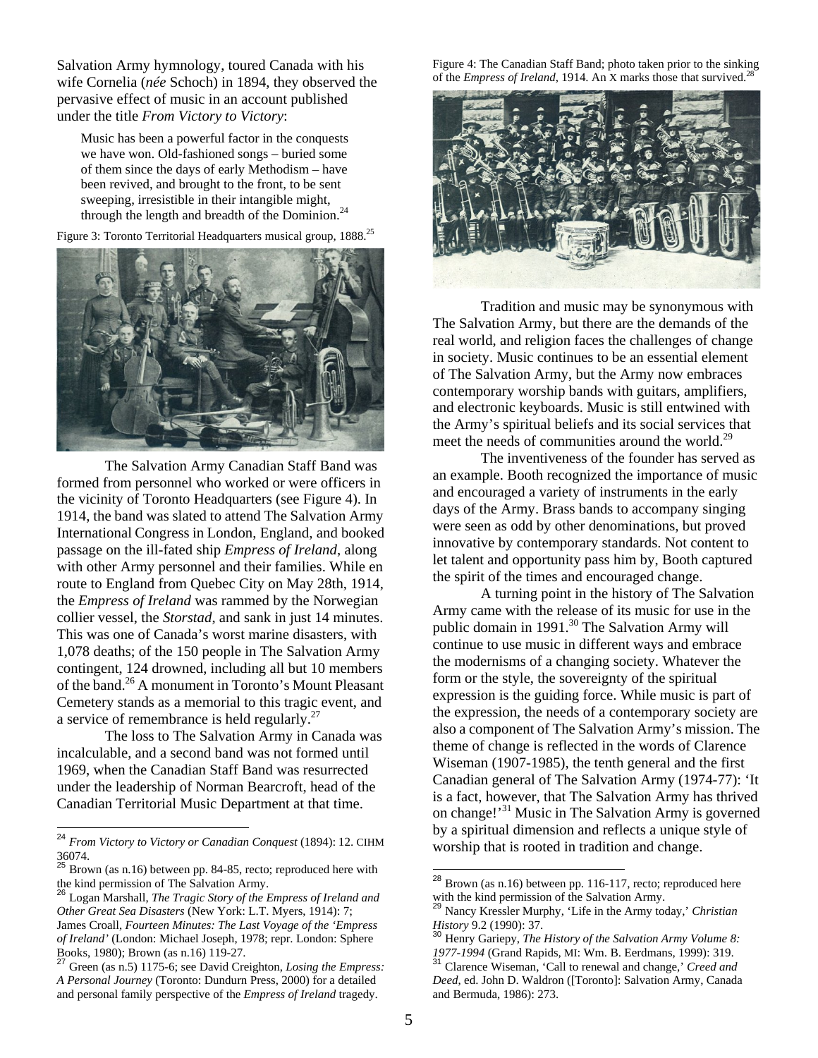Salvation Army hymnology, toured Canada with his wife Cornelia (*née* Schoch) in 1894, they observed the pervasive effect of music in an account published under the title *From Victory to Victory*:

> Music has been a powerful factor in the conquests we have won. Old-fashioned songs – buried some of them since the days of early Methodism – have been revived, and brought to the front, to be sent sweeping, irresistible in their intangible might, through the length and breadth of the Dominion.[24]

Figure 3: Toronto Territorial Headquarters musical group, 1888.[25]

The Salvation Army Canadian Staff Band was formed from personnel who worked or were officers in the vicinity of Toronto Headquarters (see Figure 4). In 1914, the band was slated to attend The Salvation Army International Congress in London, England, and booked passage on the ill-fated ship *Empress of Ireland*, along with other Army personnel and their families. While en route to England from Quebec City on May 28th, 1914, the *Empress of Ireland* was rammed by the Norwegian collier vessel, the *Storstad*, and sank in just 14 minutes. This was one of Canada's worst marine disasters, with 1,078 deaths; of the 150 people in The Salvation Army contingent, 124 drowned, including all but 10 members of the band.[26] A monument in Toronto's Mount Pleasant Cemetery stands as a memorial to this tragic event, and a service of remembrance is held regularly.[27]

The loss to The Salvation Army in Canada was incalculable, and a second band was not formed until 1969, when the Canadian Staff Band was resurrected under the leadership of Norman Bearcroft, head of the Canadian Territorial Music Department at that time.

Figure 4: The Canadian Staff Band; photo taken prior to the sinking of the *Empress of Ireland*, 1914. An X marks those that survived.[28]

Tradition and music may be synonymous with The Salvation Army, but there are the demands of the real world, and religion faces the challenges of change in society. Music continues to be an essential element of The Salvation Army, but the Army now embraces contemporary worship bands with guitars, amplifiers, and electronic keyboards. Music is still entwined with the Army's spiritual beliefs and its social services that meet the needs of communities around the world.[29]

The inventiveness of the founder has served as an example. Booth recognized the importance of music and encouraged a variety of instruments in the early days of the Army. Brass bands to accompany singing were seen as odd by other denominations, but proved innovative by contemporary standards. Not content to let talent and opportunity pass him by, Booth captured the spirit of the times and encouraged change.

A turning point in the history of The Salvation Army came with the release of its music for use in the public domain in 1991.[30] The Salvation Army will continue to use music in different ways and embrace the modernisms of a changing society. Whatever the form or the style, the sovereignty of the spiritual expression is the guiding force. While music is part of the expression, the needs of a contemporary society are also a component of The Salvation Army's mission. The theme of change is reflected in the words of Clarence Wiseman (1907-1985), the tenth general and the first Canadian general of The Salvation Army (1974-77): 'It is a fact, however, that The Salvation Army has thrived on change!'[31] Music in The Salvation Army is governed by a spiritual dimension and reflects a unique style of worship that is rooted in tradition and change.

---

[24] *From Victory to Victory or Canadian Conquest* (1894): 12. CIHM 36074.

[25] Brown (as n.16) between pp. 84-85, recto; reproduced here with the kind permission of The Salvation Army.

[26] Logan Marshall, *The Tragic Story of the Empress of Ireland and Other Great Sea Disasters* (New York: L.T. Myers, 1914): 7; James Croall, *Fourteen Minutes: The Last Voyage of the 'Empress of Ireland'* (London: Michael Joseph, 1978; repr. London: Sphere Books, 1980); Brown (as n.16) 119-27.

[27] Green (as n.5) 1175-6; see David Creighton, *Losing the Empress: A Personal Journey* (Toronto: Dundurn Press, 2000) for a detailed and personal family perspective of the *Empress of Ireland* tragedy.

[28] Brown (as n.16) between pp. 116-117, recto; reproduced here with the kind permission of the Salvation Army.

[29] Nancy Kressler Murphy, 'Life in the Army today,' *Christian History* 9.2 (1990): 37.

[30] Henry Gariepy, *The History of the Salvation Army Volume 8: 1977-1994* (Grand Rapids, MI: Wm. B. Eerdmans, 1999): 319.

[31] Clarence Wiseman, 'Call to renewal and change,' *Creed and Deed*, ed. John D. Waldron ([Toronto]: Salvation Army, Canada and Bermuda, 1986): 273.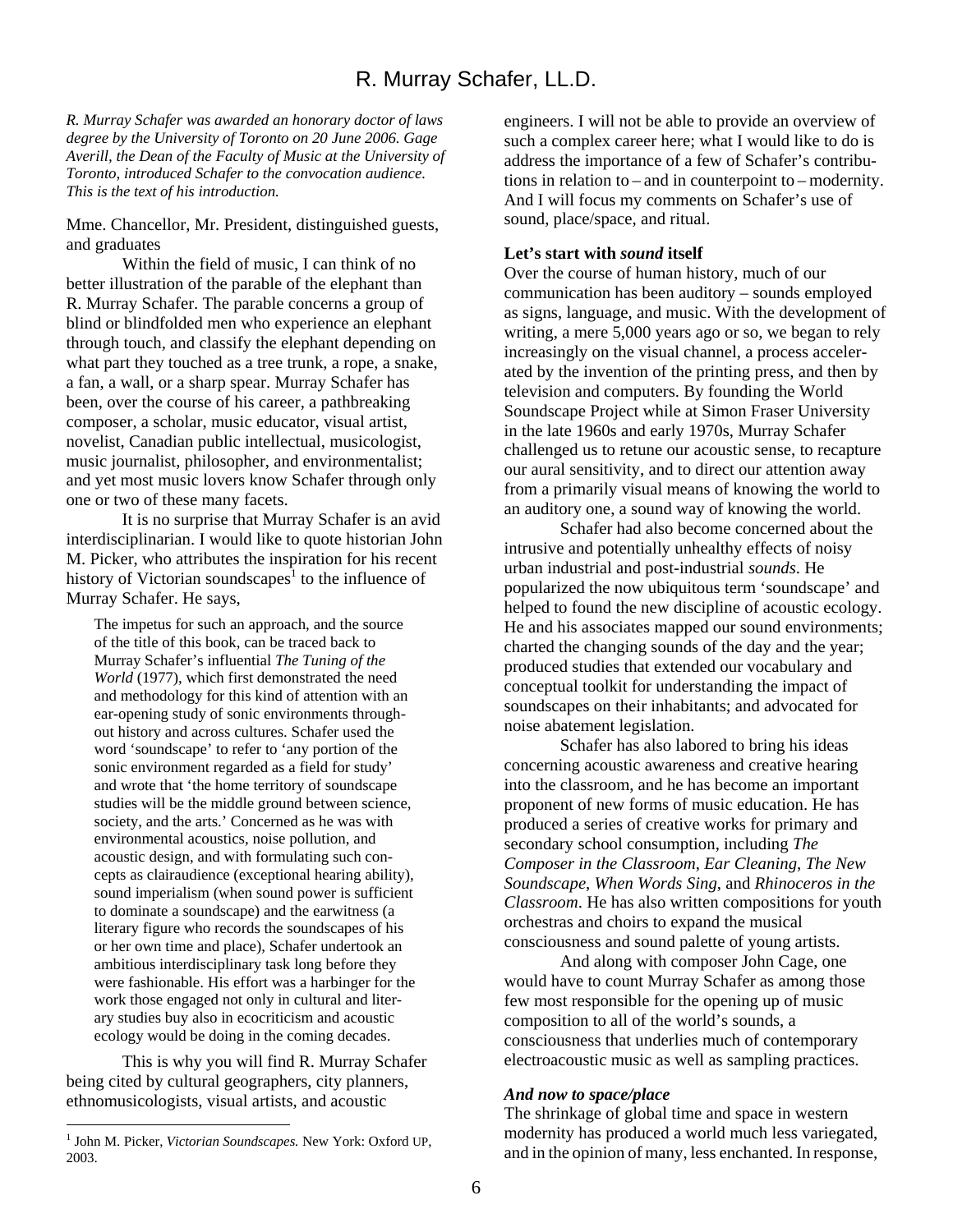# R. Murray Schafer, LL.D.

*R. Murray Schafer was awarded an honorary doctor of laws degree by the University of Toronto on 20 June 2006. Gage Averill, the Dean of the Faculty of Music at the University of Toronto, introduced Schafer to the convocation audience. This is the text of his introduction.*

Mme. Chancellor, Mr. President, distinguished guests, and graduates

Within the field of music, I can think of no better illustration of the parable of the elephant than R. Murray Schafer. The parable concerns a group of blind or blindfolded men who experience an elephant through touch, and classify the elephant depending on what part they touched as a tree trunk, a rope, a snake, a fan, a wall, or a sharp spear. Murray Schafer has been, over the course of his career, a pathbreaking composer, a scholar, music educator, visual artist, novelist, Canadian public intellectual, musicologist, music journalist, philosopher, and environmentalist; and yet most music lovers know Schafer through only one or two of these many facets.

It is no surprise that Murray Schafer is an avid interdisciplinarian. I would like to quote historian John M. Picker, who attributes the inspiration for his recent history of Victorian soundscapes[1] to the influence of Murray Schafer. He says,

> The impetus for such an approach, and the source of the title of this book, can be traced back to Murray Schafer's influential *The Tuning of the World* (1977), which first demonstrated the need and methodology for this kind of attention with an ear-opening study of sonic environments throughout history and across cultures. Schafer used the word 'soundscape' to refer to 'any portion of the sonic environment regarded as a field for study' and wrote that 'the home territory of soundscape studies will be the middle ground between science, society, and the arts.' Concerned as he was with environmental acoustics, noise pollution, and acoustic design, and with formulating such concepts as clairaudience (exceptional hearing ability), sound imperialism (when sound power is sufficient to dominate a soundscape) and the earwitness (a literary figure who records the soundscapes of his or her own time and place), Schafer undertook an ambitious interdisciplinary task long before they were fashionable. His effort was a harbinger for the work those engaged not only in cultural and literary studies buy also in ecocriticism and acoustic ecology would be doing in the coming decades.

This is why you will find R. Murray Schafer being cited by cultural geographers, city planners, ethnomusicologists, visual artists, and acoustic engineers. I will not be able to provide an overview of such a complex career here; what I would like to do is address the importance of a few of Schafer's contributions in relation to – and in counterpoint to – modernity. And I will focus my comments on Schafer's use of sound, place/space, and ritual.

**Let's start with *sound* itself**

Over the course of human history, much of our communication has been auditory – sounds employed as signs, language, and music. With the development of writing, a mere 5,000 years ago or so, we began to rely increasingly on the visual channel, a process accelerated by the invention of the printing press, and then by television and computers. By founding the World Soundscape Project while at Simon Fraser University in the late 1960s and early 1970s, Murray Schafer challenged us to retune our acoustic sense, to recapture our aural sensitivity, and to direct our attention away from a primarily visual means of knowing the world to an auditory one, a sound way of knowing the world.

Schafer had also become concerned about the intrusive and potentially unhealthy effects of noisy urban industrial and post-industrial *sounds*. He popularized the now ubiquitous term 'soundscape' and helped to found the new discipline of acoustic ecology. He and his associates mapped our sound environments; charted the changing sounds of the day and the year; produced studies that extended our vocabulary and conceptual toolkit for understanding the impact of soundscapes on their inhabitants; and advocated for noise abatement legislation.

Schafer has also labored to bring his ideas concerning acoustic awareness and creative hearing into the classroom, and he has become an important proponent of new forms of music education. He has produced a series of creative works for primary and secondary school consumption, including *The Composer in the Classroom*, *Ear Cleaning*, *The New Soundscape*, *When Words Sing*, and *Rhinoceros in the Classroom*. He has also written compositions for youth orchestras and choirs to expand the musical consciousness and sound palette of young artists.

And along with composer John Cage, one would have to count Murray Schafer as among those few most responsible for the opening up of music composition to all of the world's sounds, a consciousness that underlies much of contemporary electroacoustic music as well as sampling practices.

***And now to space/place***

The shrinkage of global time and space in western modernity has produced a world much less variegated, and in the opinion of many, less enchanted. In response,

[1] John M. Picker, *Victorian Soundscapes.* New York: Oxford UP, 2003.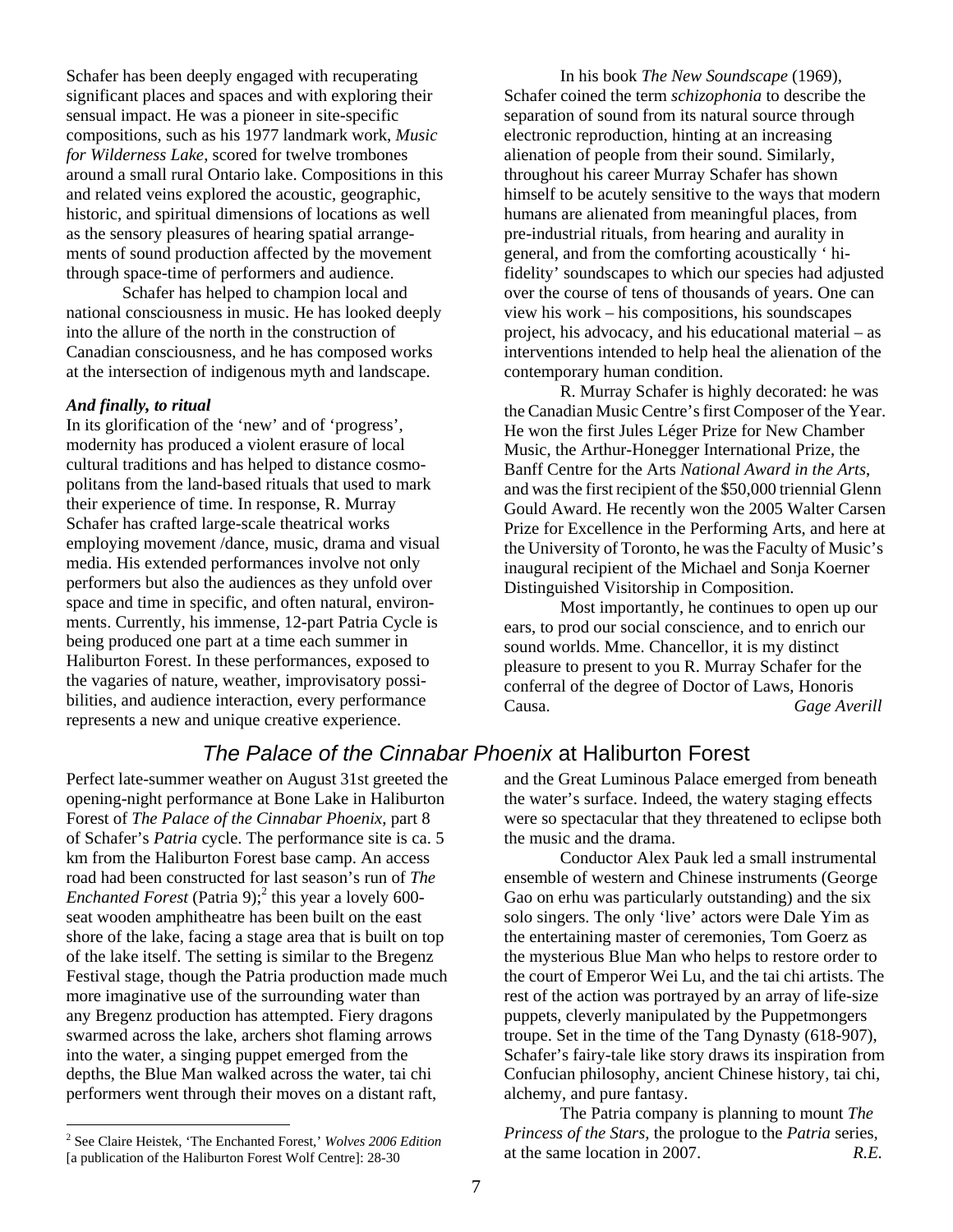Schafer has been deeply engaged with recuperating significant places and spaces and with exploring their sensual impact. He was a pioneer in site-specific compositions, such as his 1977 landmark work, *Music for Wilderness Lake*, scored for twelve trombones around a small rural Ontario lake. Compositions in this and related veins explored the acoustic, geographic, historic, and spiritual dimensions of locations as well as the sensory pleasures of hearing spatial arrangements of sound production affected by the movement through space-time of performers and audience.

Schafer has helped to champion local and national consciousness in music. He has looked deeply into the allure of the north in the construction of Canadian consciousness, and he has composed works at the intersection of indigenous myth and landscape.

***And finally, to ritual***

In its glorification of the 'new' and of 'progress', modernity has produced a violent erasure of local cultural traditions and has helped to distance cosmopolitans from the land-based rituals that used to mark their experience of time. In response, R. Murray Schafer has crafted large-scale theatrical works employing movement /dance, music, drama and visual media. His extended performances involve not only performers but also the audiences as they unfold over space and time in specific, and often natural, environments. Currently, his immense, 12-part Patria Cycle is being produced one part at a time each summer in Haliburton Forest. In these performances, exposed to the vagaries of nature, weather, improvisatory possibilities, and audience interaction, every performance represents a new and unique creative experience.

In his book *The New Soundscape* (1969), Schafer coined the term *schizophonia* to describe the separation of sound from its natural source through electronic reproduction, hinting at an increasing alienation of people from their sound. Similarly, throughout his career Murray Schafer has shown himself to be acutely sensitive to the ways that modern humans are alienated from meaningful places, from pre-industrial rituals, from hearing and aurality in general, and from the comforting acoustically ' hi-fidelity' soundscapes to which our species had adjusted over the course of tens of thousands of years. One can view his work – his compositions, his soundscapes project, his advocacy, and his educational material – as interventions intended to help heal the alienation of the contemporary human condition.

R. Murray Schafer is highly decorated: he was the Canadian Music Centre's first Composer of the Year. He won the first Jules Léger Prize for New Chamber Music, the Arthur-Honegger International Prize, the Banff Centre for the Arts *National Award in the Arts*, and was the first recipient of the $50,000 triennial Glenn Gould Award. He recently won the 2005 Walter Carsen Prize for Excellence in the Performing Arts, and here at the University of Toronto, he was the Faculty of Music's inaugural recipient of the Michael and Sonja Koerner Distinguished Visitorship in Composition.

Most importantly, he continues to open up our ears, to prod our social conscience, and to enrich our sound worlds. Mme. Chancellor, it is my distinct pleasure to present to you R. Murray Schafer for the conferral of the degree of Doctor of Laws, Honoris Causa. *Gage Averill*

## *The Palace of the Cinnabar Phoenix* at Haliburton Forest

Perfect late-summer weather on August 31st greeted the opening-night performance at Bone Lake in Haliburton Forest of *The Palace of the Cinnabar Phoenix*, part 8 of Schafer's *Patria* cycle. The performance site is ca. 5 km from the Haliburton Forest base camp. An access road had been constructed for last season's run of *The Enchanted Forest* (Patria 9);[2] this year a lovely 600-seat wooden amphitheatre has been built on the east shore of the lake, facing a stage area that is built on top of the lake itself. The setting is similar to the Bregenz Festival stage, though the Patria production made much more imaginative use of the surrounding water than any Bregenz production has attempted. Fiery dragons swarmed across the lake, archers shot flaming arrows into the water, a singing puppet emerged from the depths, the Blue Man walked across the water, tai chi performers went through their moves on a distant raft, and the Great Luminous Palace emerged from beneath the water's surface. Indeed, the watery staging effects were so spectacular that they threatened to eclipse both the music and the drama.

Conductor Alex Pauk led a small instrumental ensemble of western and Chinese instruments (George Gao on erhu was particularly outstanding) and the six solo singers. The only 'live' actors were Dale Yim as the entertaining master of ceremonies, Tom Goerz as the mysterious Blue Man who helps to restore order to the court of Emperor Wei Lu, and the tai chi artists. The rest of the action was portrayed by an array of life-size puppets, cleverly manipulated by the Puppetmongers troupe. Set in the time of the Tang Dynasty (618-907), Schafer's fairy-tale like story draws its inspiration from Confucian philosophy, ancient Chinese history, tai chi, alchemy, and pure fantasy.

The Patria company is planning to mount *The Princess of the Stars*, the prologue to the *Patria* series, at the same location in 2007. *R.E.*

[2] See Claire Heistek, 'The Enchanted Forest,' *Wolves 2006 Edition* [a publication of the Haliburton Forest Wolf Centre]: 28-30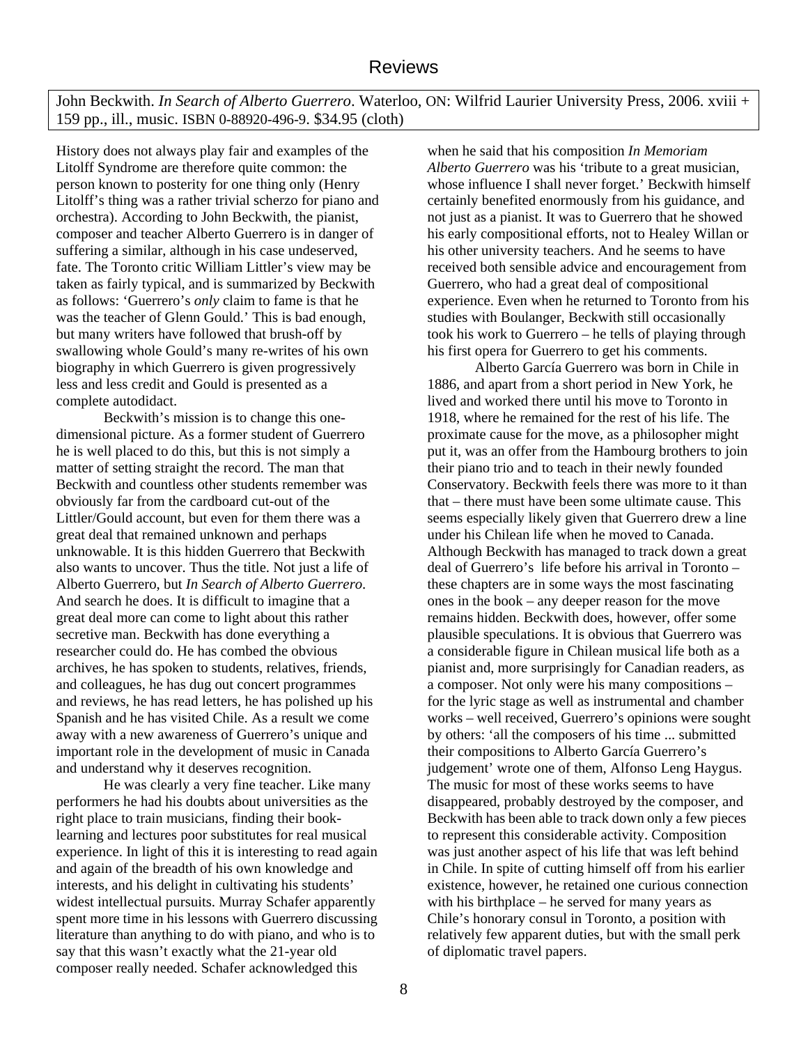## Reviews

John Beckwith. *In Search of Alberto Guerrero*. Waterloo, ON: Wilfrid Laurier University Press, 2006. xviii + 159 pp., ill., music. ISBN 0-88920-496-9. $34.95 (cloth)

History does not always play fair and examples of the Litolff Syndrome are therefore quite common: the person known to posterity for one thing only (Henry Litolff's thing was a rather trivial scherzo for piano and orchestra). According to John Beckwith, the pianist, composer and teacher Alberto Guerrero is in danger of suffering a similar, although in his case undeserved, fate. The Toronto critic William Littler's view may be taken as fairly typical, and is summarized by Beckwith as follows: 'Guerrero's *only* claim to fame is that he was the teacher of Glenn Gould.' This is bad enough, but many writers have followed that brush-off by swallowing whole Gould's many re-writes of his own biography in which Guerrero is given progressively less and less credit and Gould is presented as a complete autodidact.

Beckwith's mission is to change this one-dimensional picture. As a former student of Guerrero he is well placed to do this, but this is not simply a matter of setting straight the record. The man that Beckwith and countless other students remember was obviously far from the cardboard cut-out of the Littler/Gould account, but even for them there was a great deal that remained unknown and perhaps unknowable. It is this hidden Guerrero that Beckwith also wants to uncover. Thus the title. Not just a life of Alberto Guerrero, but *In Search of Alberto Guerrero*. And search he does. It is difficult to imagine that a great deal more can come to light about this rather secretive man. Beckwith has done everything a researcher could do. He has combed the obvious archives, he has spoken to students, relatives, friends, and colleagues, he has dug out concert programmes and reviews, he has read letters, he has polished up his Spanish and he has visited Chile. As a result we come away with a new awareness of Guerrero's unique and important role in the development of music in Canada and understand why it deserves recognition.

He was clearly a very fine teacher. Like many performers he had his doubts about universities as the right place to train musicians, finding their book-learning and lectures poor substitutes for real musical experience. In light of this it is interesting to read again and again of the breadth of his own knowledge and interests, and his delight in cultivating his students' widest intellectual pursuits. Murray Schafer apparently spent more time in his lessons with Guerrero discussing literature than anything to do with piano, and who is to say that this wasn't exactly what the 21-year old composer really needed. Schafer acknowledged this when he said that his composition *In Memoriam Alberto Guerrero* was his 'tribute to a great musician, whose influence I shall never forget.' Beckwith himself certainly benefited enormously from his guidance, and not just as a pianist. It was to Guerrero that he showed his early compositional efforts, not to Healey Willan or his other university teachers. And he seems to have received both sensible advice and encouragement from Guerrero, who had a great deal of compositional experience. Even when he returned to Toronto from his studies with Boulanger, Beckwith still occasionally took his work to Guerrero – he tells of playing through his first opera for Guerrero to get his comments.

Alberto García Guerrero was born in Chile in 1886, and apart from a short period in New York, he lived and worked there until his move to Toronto in 1918, where he remained for the rest of his life. The proximate cause for the move, as a philosopher might put it, was an offer from the Hambourg brothers to join their piano trio and to teach in their newly founded Conservatory. Beckwith feels there was more to it than that – there must have been some ultimate cause. This seems especially likely given that Guerrero drew a line under his Chilean life when he moved to Canada. Although Beckwith has managed to track down a great deal of Guerrero's life before his arrival in Toronto – these chapters are in some ways the most fascinating ones in the book – any deeper reason for the move remains hidden. Beckwith does, however, offer some plausible speculations. It is obvious that Guerrero was a considerable figure in Chilean musical life both as a pianist and, more surprisingly for Canadian readers, as a composer. Not only were his many compositions – for the lyric stage as well as instrumental and chamber works – well received, Guerrero's opinions were sought by others: 'all the composers of his time ... submitted their compositions to Alberto García Guerrero's judgement' wrote one of them, Alfonso Leng Haygus. The music for most of these works seems to have disappeared, probably destroyed by the composer, and Beckwith has been able to track down only a few pieces to represent this considerable activity. Composition was just another aspect of his life that was left behind in Chile. In spite of cutting himself off from his earlier existence, however, he retained one curious connection with his birthplace – he served for many years as Chile's honorary consul in Toronto, a position with relatively few apparent duties, but with the small perk of diplomatic travel papers.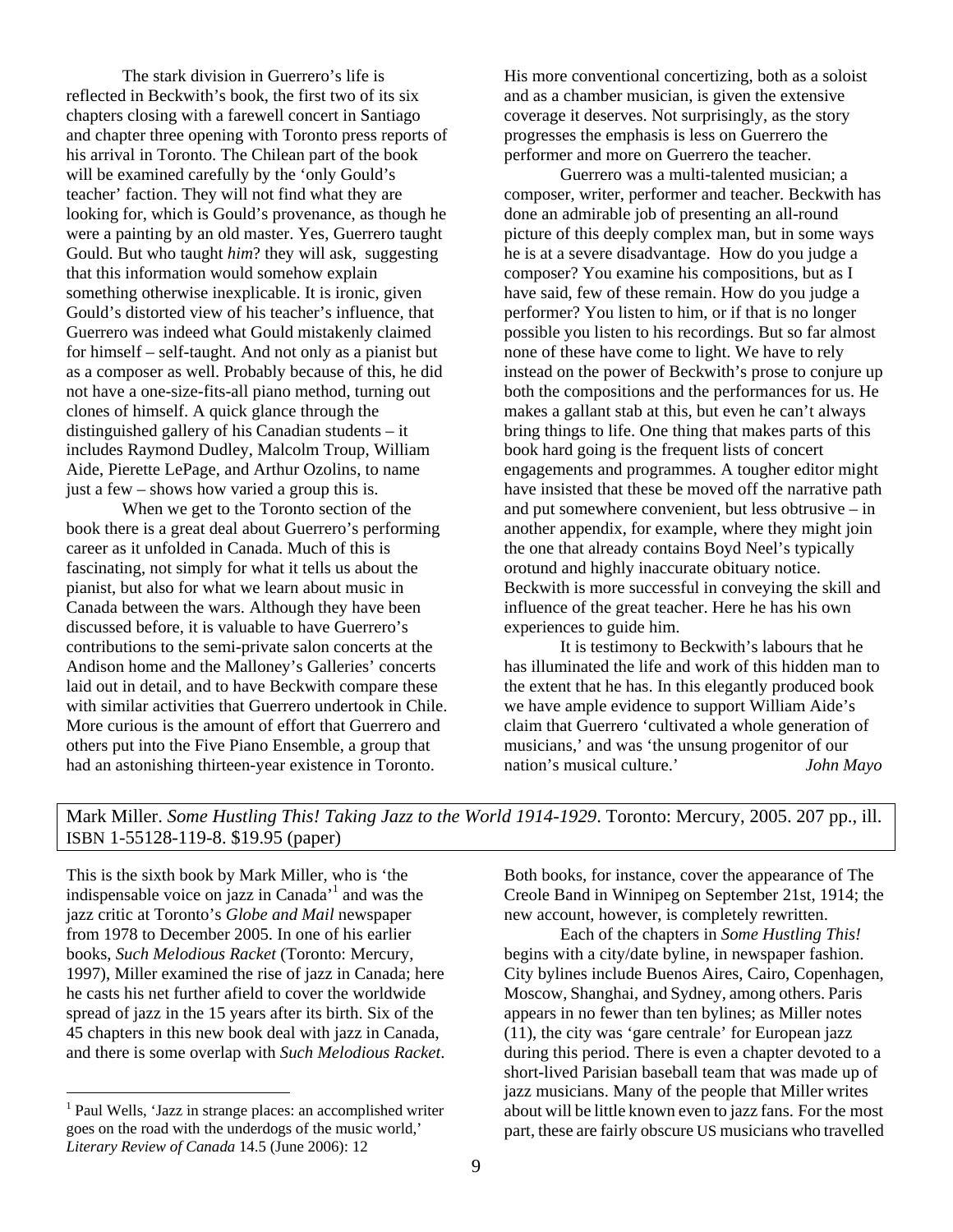The stark division in Guerrero's life is reflected in Beckwith's book, the first two of its six chapters closing with a farewell concert in Santiago and chapter three opening with Toronto press reports of his arrival in Toronto. The Chilean part of the book will be examined carefully by the 'only Gould's teacher' faction. They will not find what they are looking for, which is Gould's provenance, as though he were a painting by an old master. Yes, Guerrero taught Gould. But who taught *him*? they will ask, suggesting that this information would somehow explain something otherwise inexplicable. It is ironic, given Gould's distorted view of his teacher's influence, that Guerrero was indeed what Gould mistakenly claimed for himself – self-taught. And not only as a pianist but as a composer as well. Probably because of this, he did not have a one-size-fits-all piano method, turning out clones of himself. A quick glance through the distinguished gallery of his Canadian students – it includes Raymond Dudley, Malcolm Troup, William Aide, Pierette LePage, and Arthur Ozolins, to name just a few – shows how varied a group this is.

When we get to the Toronto section of the book there is a great deal about Guerrero's performing career as it unfolded in Canada. Much of this is fascinating, not simply for what it tells us about the pianist, but also for what we learn about music in Canada between the wars. Although they have been discussed before, it is valuable to have Guerrero's contributions to the semi-private salon concerts at the Andison home and the Malloney's Galleries' concerts laid out in detail, and to have Beckwith compare these with similar activities that Guerrero undertook in Chile. More curious is the amount of effort that Guerrero and others put into the Five Piano Ensemble, a group that had an astonishing thirteen-year existence in Toronto. His more conventional concertizing, both as a soloist and as a chamber musician, is given the extensive coverage it deserves. Not surprisingly, as the story progresses the emphasis is less on Guerrero the performer and more on Guerrero the teacher.

Guerrero was a multi-talented musician; a composer, writer, performer and teacher. Beckwith has done an admirable job of presenting an all-round picture of this deeply complex man, but in some ways he is at a severe disadvantage. How do you judge a composer? You examine his compositions, but as I have said, few of these remain. How do you judge a performer? You listen to him, or if that is no longer possible you listen to his recordings. But so far almost none of these have come to light. We have to rely instead on the power of Beckwith's prose to conjure up both the compositions and the performances for us. He makes a gallant stab at this, but even he can't always bring things to life. One thing that makes parts of this book hard going is the frequent lists of concert engagements and programmes. A tougher editor might have insisted that these be moved off the narrative path and put somewhere convenient, but less obtrusive – in another appendix, for example, where they might join the one that already contains Boyd Neel's typically orotund and highly inaccurate obituary notice. Beckwith is more successful in conveying the skill and influence of the great teacher. Here he has his own experiences to guide him.

It is testimony to Beckwith's labours that he has illuminated the life and work of this hidden man to the extent that he has. In this elegantly produced book we have ample evidence to support William Aide's claim that Guerrero 'cultivated a whole generation of musicians,' and was 'the unsung progenitor of our nation's musical culture.' *John Mayo*

---

Mark Miller. *Some Hustling This! Taking Jazz to the World 1914-1929*. Toronto: Mercury, 2005. 207 pp., ill. ISBN 1-55128-119-8. $19.95 (paper)

---

This is the sixth book by Mark Miller, who is 'the indispensable voice on jazz in Canada'[1] and was the jazz critic at Toronto's *Globe and Mail* newspaper from 1978 to December 2005. In one of his earlier books, *Such Melodious Racket* (Toronto: Mercury, 1997), Miller examined the rise of jazz in Canada; here he casts his net further afield to cover the worldwide spread of jazz in the 15 years after its birth. Six of the 45 chapters in this new book deal with jazz in Canada, and there is some overlap with *Such Melodious Racket*. Both books, for instance, cover the appearance of The Creole Band in Winnipeg on September 21st, 1914; the new account, however, is completely rewritten.

Each of the chapters in *Some Hustling This!* begins with a city/date byline, in newspaper fashion. City bylines include Buenos Aires, Cairo, Copenhagen, Moscow, Shanghai, and Sydney, among others. Paris appears in no fewer than ten bylines; as Miller notes (11), the city was 'gare centrale' for European jazz during this period. There is even a chapter devoted to a short-lived Parisian baseball team that was made up of jazz musicians. Many of the people that Miller writes about will be little known even to jazz fans. For the most part, these are fairly obscure US musicians who travelled

[1] Paul Wells, 'Jazz in strange places: an accomplished writer goes on the road with the underdogs of the music world,' *Literary Review of Canada* 14.5 (June 2006): 12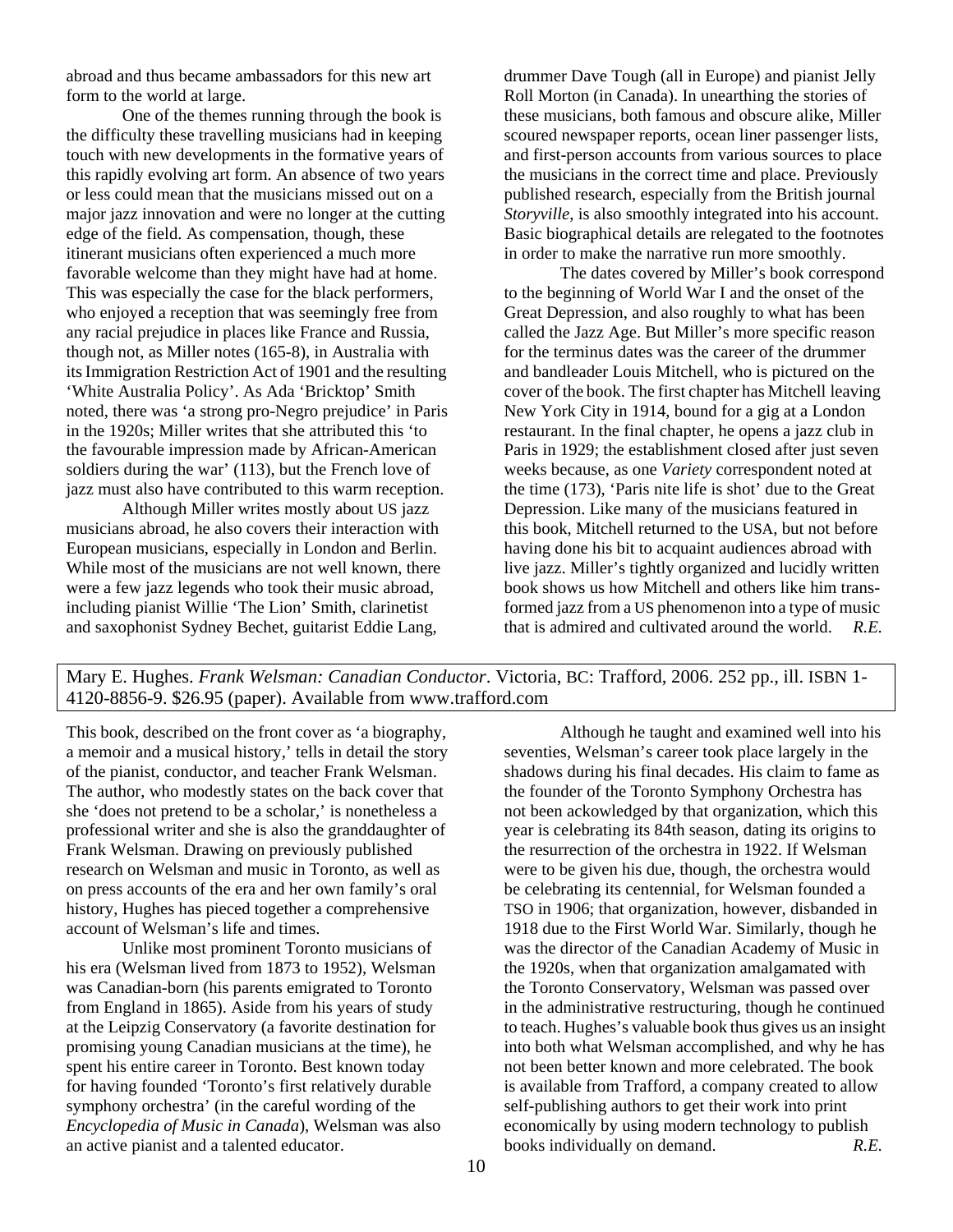abroad and thus became ambassadors for this new art form to the world at large.

One of the themes running through the book is the difficulty these travelling musicians had in keeping touch with new developments in the formative years of this rapidly evolving art form. An absence of two years or less could mean that the musicians missed out on a major jazz innovation and were no longer at the cutting edge of the field. As compensation, though, these itinerant musicians often experienced a much more favorable welcome than they might have had at home. This was especially the case for the black performers, who enjoyed a reception that was seemingly free from any racial prejudice in places like France and Russia, though not, as Miller notes (165-8), in Australia with its Immigration Restriction Act of 1901 and the resulting 'White Australia Policy'. As Ada 'Bricktop' Smith noted, there was 'a strong pro-Negro prejudice' in Paris in the 1920s; Miller writes that she attributed this 'to the favourable impression made by African-American soldiers during the war' (113), but the French love of jazz must also have contributed to this warm reception.

Although Miller writes mostly about US jazz musicians abroad, he also covers their interaction with European musicians, especially in London and Berlin. While most of the musicians are not well known, there were a few jazz legends who took their music abroad, including pianist Willie 'The Lion' Smith, clarinetist and saxophonist Sydney Bechet, guitarist Eddie Lang, drummer Dave Tough (all in Europe) and pianist Jelly Roll Morton (in Canada). In unearthing the stories of these musicians, both famous and obscure alike, Miller scoured newspaper reports, ocean liner passenger lists, and first-person accounts from various sources to place the musicians in the correct time and place. Previously published research, especially from the British journal *Storyville*, is also smoothly integrated into his account. Basic biographical details are relegated to the footnotes in order to make the narrative run more smoothly.

The dates covered by Miller's book correspond to the beginning of World War I and the onset of the Great Depression, and also roughly to what has been called the Jazz Age. But Miller's more specific reason for the terminus dates was the career of the drummer and bandleader Louis Mitchell, who is pictured on the cover of the book. The first chapter has Mitchell leaving New York City in 1914, bound for a gig at a London restaurant. In the final chapter, he opens a jazz club in Paris in 1929; the establishment closed after just seven weeks because, as one *Variety* correspondent noted at the time (173), 'Paris nite life is shot' due to the Great Depression. Like many of the musicians featured in this book, Mitchell returned to the USA, but not before having done his bit to acquaint audiences abroad with live jazz. Miller's tightly organized and lucidly written book shows us how Mitchell and others like him transformed jazz from a US phenomenon into a type of music that is admired and cultivated around the world. *R.E.*

---

Mary E. Hughes. *Frank Welsman: Canadian Conductor*. Victoria, BC: Trafford, 2006. 252 pp., ill. ISBN 1-4120-8856-9. $26.95 (paper). Available from www.trafford.com

This book, described on the front cover as 'a biography, a memoir and a musical history,' tells in detail the story of the pianist, conductor, and teacher Frank Welsman. The author, who modestly states on the back cover that she 'does not pretend to be a scholar,' is nonetheless a professional writer and she is also the granddaughter of Frank Welsman. Drawing on previously published research on Welsman and music in Toronto, as well as on press accounts of the era and her own family's oral history, Hughes has pieced together a comprehensive account of Welsman's life and times.

Unlike most prominent Toronto musicians of his era (Welsman lived from 1873 to 1952), Welsman was Canadian-born (his parents emigrated to Toronto from England in 1865). Aside from his years of study at the Leipzig Conservatory (a favorite destination for promising young Canadian musicians at the time), he spent his entire career in Toronto. Best known today for having founded 'Toronto's first relatively durable symphony orchestra' (in the careful wording of the *Encyclopedia of Music in Canada*), Welsman was also an active pianist and a talented educator.

Although he taught and examined well into his seventies, Welsman's career took place largely in the shadows during his final decades. His claim to fame as the founder of the Toronto Symphony Orchestra has not been ackowledged by that organization, which this year is celebrating its 84th season, dating its origins to the resurrection of the orchestra in 1922. If Welsman were to be given his due, though, the orchestra would be celebrating its centennial, for Welsman founded a TSO in 1906; that organization, however, disbanded in 1918 due to the First World War. Similarly, though he was the director of the Canadian Academy of Music in the 1920s, when that organization amalgamated with the Toronto Conservatory, Welsman was passed over in the administrative restructuring, though he continued to teach. Hughes's valuable book thus gives us an insight into both what Welsman accomplished, and why he has not been better known and more celebrated. The book is available from Trafford, a company created to allow self-publishing authors to get their work into print economically by using modern technology to publish books individually on demand. *R.E.*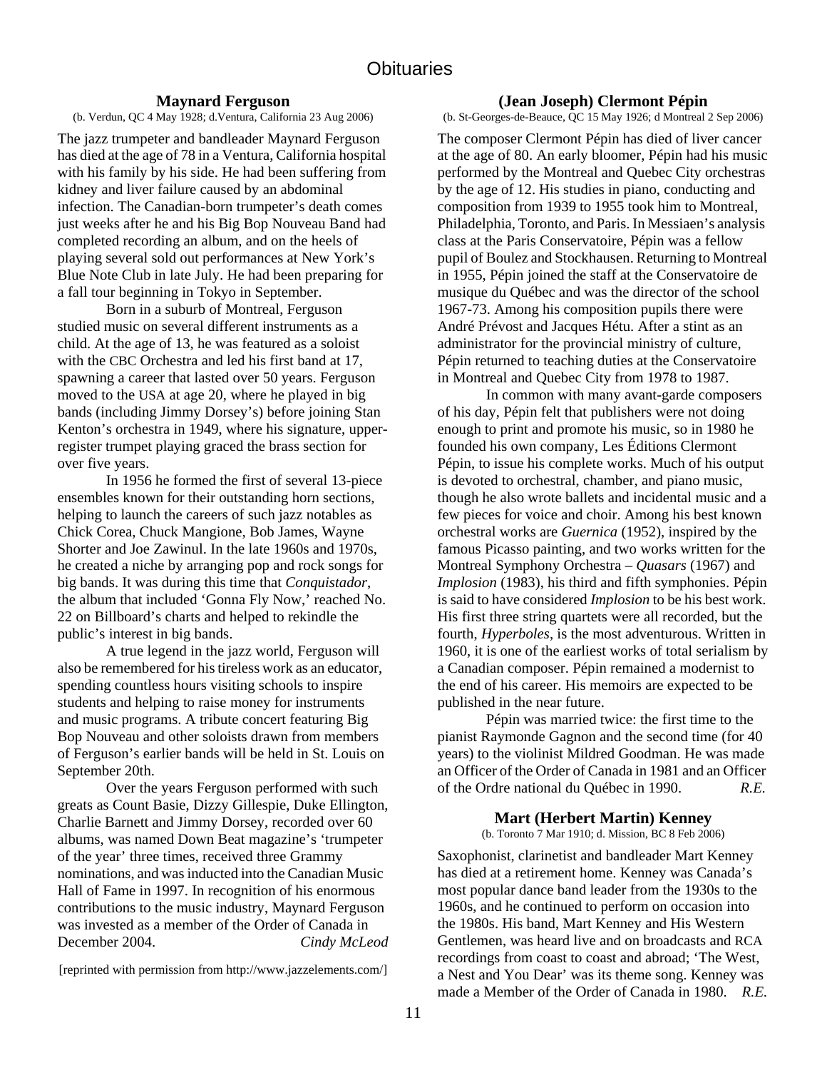# Obituaries

### Maynard Ferguson

(b. Verdun, QC 4 May 1928; d.Ventura, California 23 Aug 2006)

The jazz trumpeter and bandleader Maynard Ferguson has died at the age of 78 in a Ventura, California hospital with his family by his side. He had been suffering from kidney and liver failure caused by an abdominal infection. The Canadian-born trumpeter's death comes just weeks after he and his Big Bop Nouveau Band had completed recording an album, and on the heels of playing several sold out performances at New York's Blue Note Club in late July. He had been preparing for a fall tour beginning in Tokyo in September.

Born in a suburb of Montreal, Ferguson studied music on several different instruments as a child. At the age of 13, he was featured as a soloist with the CBC Orchestra and led his first band at 17, spawning a career that lasted over 50 years. Ferguson moved to the USA at age 20, where he played in big bands (including Jimmy Dorsey's) before joining Stan Kenton's orchestra in 1949, where his signature, upper-register trumpet playing graced the brass section for over five years.

In 1956 he formed the first of several 13-piece ensembles known for their outstanding horn sections, helping to launch the careers of such jazz notables as Chick Corea, Chuck Mangione, Bob James, Wayne Shorter and Joe Zawinul. In the late 1960s and 1970s, he created a niche by arranging pop and rock songs for big bands. It was during this time that *Conquistador*, the album that included 'Gonna Fly Now,' reached No. 22 on Billboard's charts and helped to rekindle the public's interest in big bands.

A true legend in the jazz world, Ferguson will also be remembered for his tireless work as an educator, spending countless hours visiting schools to inspire students and helping to raise money for instruments and music programs. A tribute concert featuring Big Bop Nouveau and other soloists drawn from members of Ferguson's earlier bands will be held in St. Louis on September 20th.

Over the years Ferguson performed with such greats as Count Basie, Dizzy Gillespie, Duke Ellington, Charlie Barnett and Jimmy Dorsey, recorded over 60 albums, was named Down Beat magazine's 'trumpeter of the year' three times, received three Grammy nominations, and was inducted into the Canadian Music Hall of Fame in 1997. In recognition of his enormous contributions to the music industry, Maynard Ferguson was invested as a member of the Order of Canada in December 2004. *Cindy McLeod*

[reprinted with permission from http://www.jazzelements.com/]

### (Jean Joseph) Clermont Pépin

(b. St-Georges-de-Beauce, QC 15 May 1926; d Montreal 2 Sep 2006)

The composer Clermont Pépin has died of liver cancer at the age of 80. An early bloomer, Pépin had his music performed by the Montreal and Quebec City orchestras by the age of 12. His studies in piano, conducting and composition from 1939 to 1955 took him to Montreal, Philadelphia, Toronto, and Paris. In Messiaen's analysis class at the Paris Conservatoire, Pépin was a fellow pupil of Boulez and Stockhausen. Returning to Montreal in 1955, Pépin joined the staff at the Conservatoire de musique du Québec and was the director of the school 1967-73. Among his composition pupils there were André Prévost and Jacques Hétu. After a stint as an administrator for the provincial ministry of culture, Pépin returned to teaching duties at the Conservatoire in Montreal and Quebec City from 1978 to 1987.

In common with many avant-garde composers of his day, Pépin felt that publishers were not doing enough to print and promote his music, so in 1980 he founded his own company, Les Éditions Clermont Pépin, to issue his complete works. Much of his output is devoted to orchestral, chamber, and piano music, though he also wrote ballets and incidental music and a few pieces for voice and choir. Among his best known orchestral works are *Guernica* (1952), inspired by the famous Picasso painting, and two works written for the Montreal Symphony Orchestra – *Quasars* (1967) and *Implosion* (1983), his third and fifth symphonies. Pépin is said to have considered *Implosion* to be his best work. His first three string quartets were all recorded, but the fourth, *Hyperboles*, is the most adventurous. Written in 1960, it is one of the earliest works of total serialism by a Canadian composer. Pépin remained a modernist to the end of his career. His memoirs are expected to be published in the near future.

Pépin was married twice: the first time to the pianist Raymonde Gagnon and the second time (for 40 years) to the violinist Mildred Goodman. He was made an Officer of the Order of Canada in 1981 and an Officer of the Ordre national du Québec in 1990. *R.E.*

### Mart (Herbert Martin) Kenney

(b. Toronto 7 Mar 1910; d. Mission, BC 8 Feb 2006)

Saxophonist, clarinetist and bandleader Mart Kenney has died at a retirement home. Kenney was Canada's most popular dance band leader from the 1930s to the 1960s, and he continued to perform on occasion into the 1980s. His band, Mart Kenney and His Western Gentlemen, was heard live and on broadcasts and RCA recordings from coast to coast and abroad; 'The West, a Nest and You Dear' was its theme song. Kenney was made a Member of the Order of Canada in 1980. *R.E.*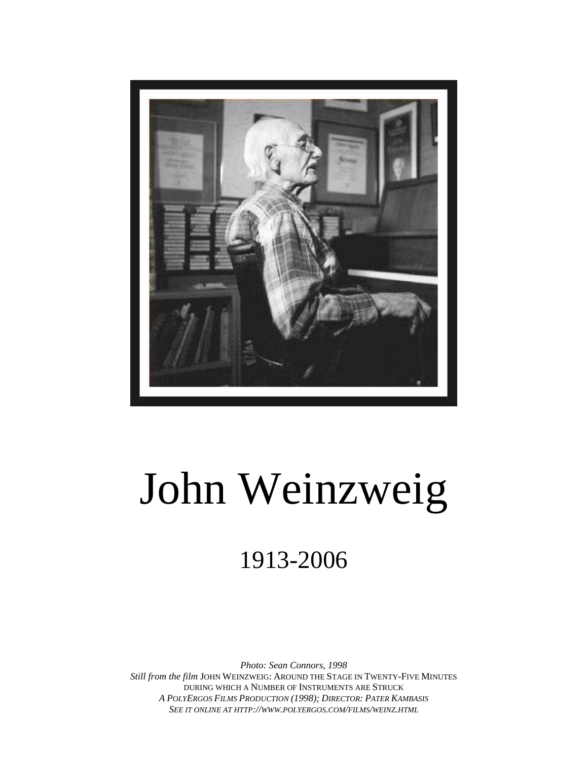# John Weinzweig

## 1913-2006

*Photo: Sean Connors, 1998*
*Still from the film* JOHN WEINZWEIG: AROUND THE STAGE IN TWENTY-FIVE MINUTES DURING WHICH A NUMBER OF INSTRUMENTS ARE STRUCK
*A POLYERGOS FILMS PRODUCTION (1998); DIRECTOR: PATER KAMBASIS*
*SEE IT ONLINE AT HTTP://WWW.POLYERGOS.COM/FILMS/WEINZ.HTML*